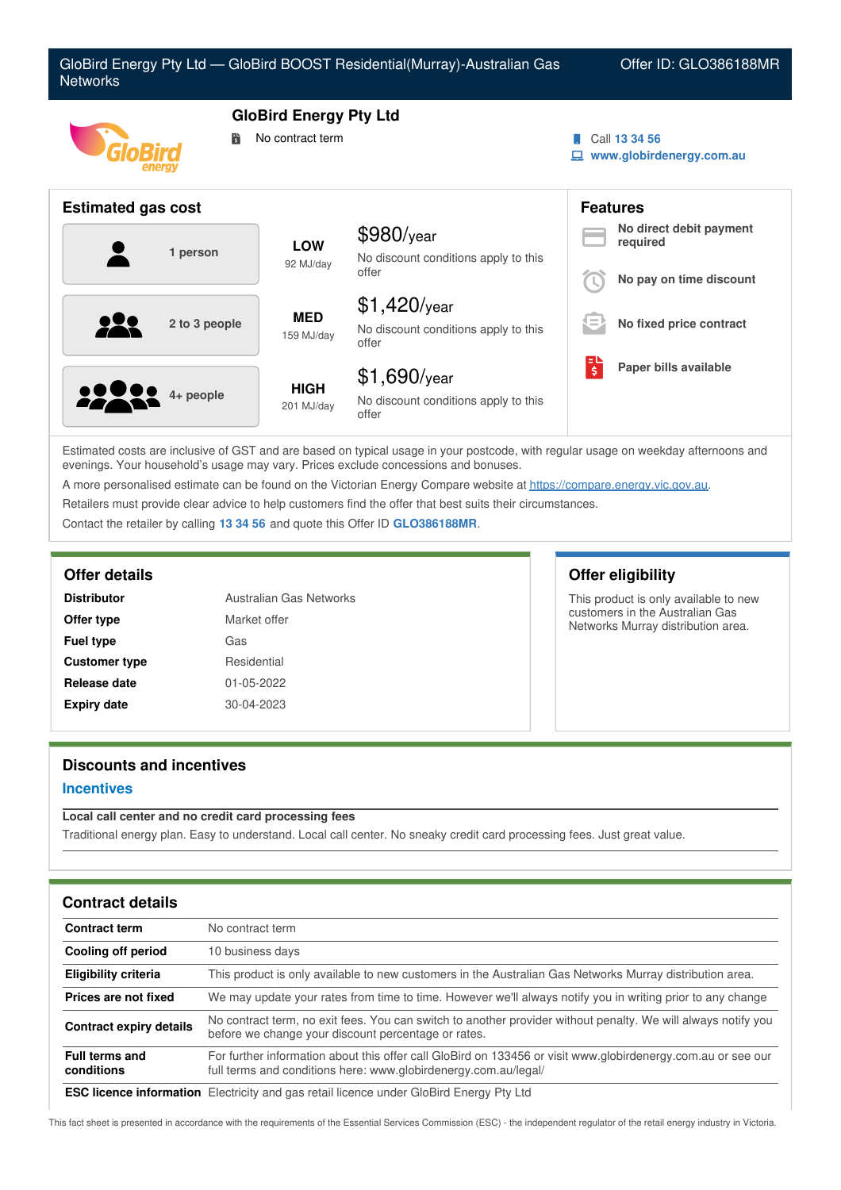GloBird Energy Pty Ltd — GloBird BOOST Residential(Murray)-Australian Gas Networks

Offer ID: GLO386188MR

# GloBird Energy Pty Ltd

No contract term

Call 13 34 56

www.globirdenergy.com.au

## Estimated gas cost

| Household | Usage | Cost |
|---|---|---|
| 1 person | LOW 92 MJ/day | $980/year No discount conditions apply to this offer |
| 2 to 3 people | MED 159 MJ/day | $1,420/year No discount conditions apply to this offer |
| 4+ people | HIGH 201 MJ/day | $1,690/year No discount conditions apply to this offer |

## Features

- No direct debit payment required
- No pay on time discount
- No fixed price contract
- Paper bills available

Estimated costs are inclusive of GST and are based on typical usage in your postcode, with regular usage on weekday afternoons and evenings. Your household's usage may vary. Prices exclude concessions and bonuses.

A more personalised estimate can be found on the Victorian Energy Compare website at https://compare.energy.vic.gov.au.

Retailers must provide clear advice to help customers find the offer that best suits their circumstances.

Contact the retailer by calling **13 34 56** and quote this Offer ID **GLO386188MR**.

## Offer details

| | |
|---|---|
| **Distributor** | Australian Gas Networks |
| **Offer type** | Market offer |
| **Fuel type** | Gas |
| **Customer type** | Residential |
| **Release date** | 01-05-2022 |
| **Expiry date** | 30-04-2023 |

## Offer eligibility

This product is only available to new customers in the Australian Gas Networks Murray distribution area.

## Discounts and incentives

### Incentives

**Local call center and no credit card processing fees**

Traditional energy plan. Easy to understand. Local call center. No sneaky credit card processing fees. Just great value.

## Contract details

| | |
|---|---|
| **Contract term** | No contract term |
| **Cooling off period** | 10 business days |
| **Eligibility criteria** | This product is only available to new customers in the Australian Gas Networks Murray distribution area. |
| **Prices are not fixed** | We may update your rates from time to time. However we'll always notify you in writing prior to any change |
| **Contract expiry details** | No contract term, no exit fees. You can switch to another provider without penalty. We will always notify you before we change your discount percentage or rates. |
| **Full terms and conditions** | For further information about this offer call GloBird on 133456 or visit www.globirdenergy.com.au or see our full terms and conditions here: www.globirdenergy.com.au/legal/ |
| **ESC licence information** | Electricity and gas retail licence under GloBird Energy Pty Ltd |

This fact sheet is presented in accordance with the requirements of the Essential Services Commission (ESC) - the independent regulator of the retail energy industry in Victoria.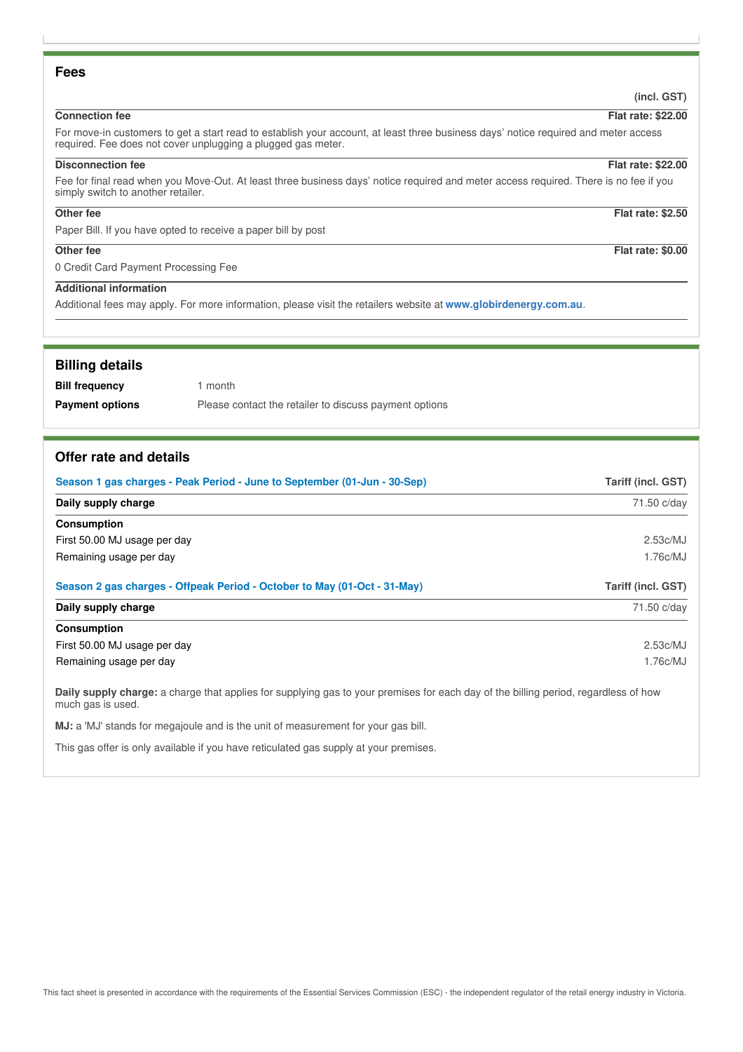## Fees

| | (incl. GST) |
|---|---|
| **Connection fee** | **Flat rate: $22.00** |
| For move-in customers to get a start read to establish your account, at least three business days' notice required and meter access required. Fee does not cover unplugging a plugged gas meter. | |
| **Disconnection fee** | **Flat rate: $22.00** |
| Fee for final read when you Move-Out. At least three business days' notice required and meter access required. There is no fee if you simply switch to another retailer. | |
| **Other fee** | **Flat rate: $2.50** |
| Paper Bill. If you have opted to receive a paper bill by post | |
| **Other fee** | **Flat rate: $0.00** |
| 0 Credit Card Payment Processing Fee | |

**Additional information**

Additional fees may apply. For more information, please visit the retailers website at **www.globirdenergy.com.au**.

## Billing details

| | |
|---|---|
| **Bill frequency** | 1 month |
| **Payment options** | Please contact the retailer to discuss payment options |

## Offer rate and details

| Season 1 gas charges - Peak Period - June to September (01-Jun - 30-Sep) | Tariff (incl. GST) |
|---|---|
| **Daily supply charge** | 71.50 c/day |
| **Consumption** | |
| First 50.00 MJ usage per day | 2.53c/MJ |
| Remaining usage per day | 1.76c/MJ |

| Season 2 gas charges - Offpeak Period - October to May (01-Oct - 31-May) | Tariff (incl. GST) |
|---|---|
| **Daily supply charge** | 71.50 c/day |
| **Consumption** | |
| First 50.00 MJ usage per day | 2.53c/MJ |
| Remaining usage per day | 1.76c/MJ |

**Daily supply charge:** a charge that applies for supplying gas to your premises for each day of the billing period, regardless of how much gas is used.

**MJ:** a 'MJ' stands for megajoule and is the unit of measurement for your gas bill.

This gas offer is only available if you have reticulated gas supply at your premises.

This fact sheet is presented in accordance with the requirements of the Essential Services Commission (ESC) - the independent regulator of the retail energy industry in Victoria.